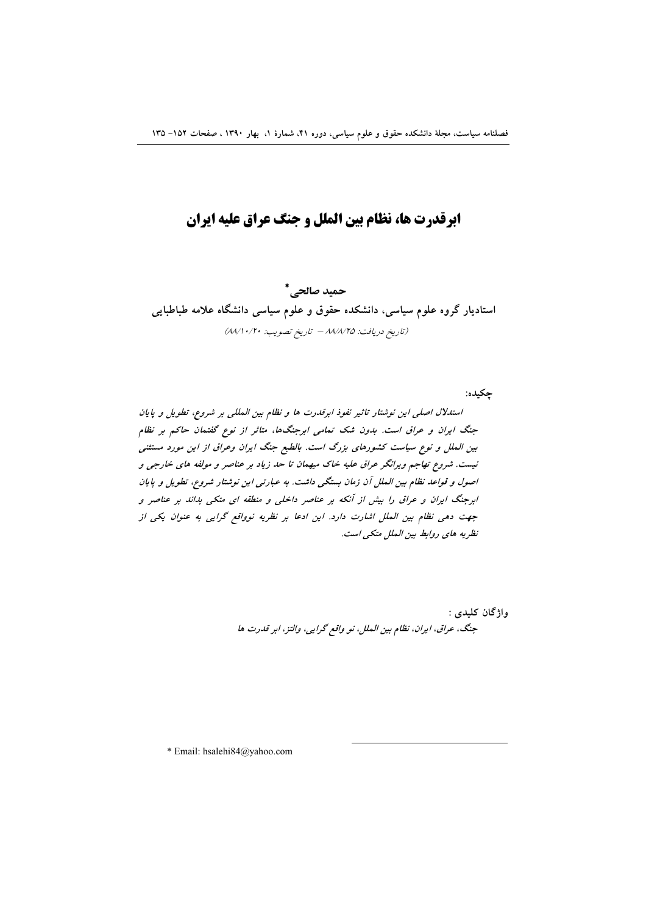# ابرقدرت ها، نظام بین الملل و جنگ عراق علیه ایران

**حمید صالحی***

**استادیار گروه علوم سیاسی، دانشکده حقوق و علوم سیاسی دانشگاه علامه طباطبایی**

*(تاریخ دریافت: ۸۸/۸/۲۵ – تاریخ تصویب: ۸۸/۱۰/۲۰)*

**چکیده:**

*استدلال اصلی این نوشتار تاثیر نفوذ ابرقدرت ها و نظام بین المللی بر شروع، تطویل و پایان جنگ ایران و عراق است. بدون شک تمامی ابرجنگ‌ها، متاثر از نوع گفتمان حاکم بر نظام بین الملل و نوع سیاست کشورهای بزرگ است. بالطبع جنگ ایران وعراق از این مورد مستثنی نیست. شروع تهاجم ویرانگر عراق علیه خاک میهمان تا حد زیاد بر عناصر و مولفه های خارجی و اصول و قواعد نظام بین الملل آن زمان بستگی داشت. به عبارتی این نوشتار شروع، تطویل و پایان ابرجنگ ایران و عراق را بیش از آنکه بر عناصر داخلی و منطقه ای متکی بداند بر عناصر و جهت دهی نظام بین الملل اشارت دارد. این ادعا بر نظریه نوواقع گرایی به عنوان یکی از نظریه های روابط بین الملل متکی است.*

**واژگان کلیدی :**

*جنگ، عراق، ایران، نظام بین الملل، نو واقع گرایی، والتز، ابر قدرت ها*

---

* Email: hsalehi84@yahoo.com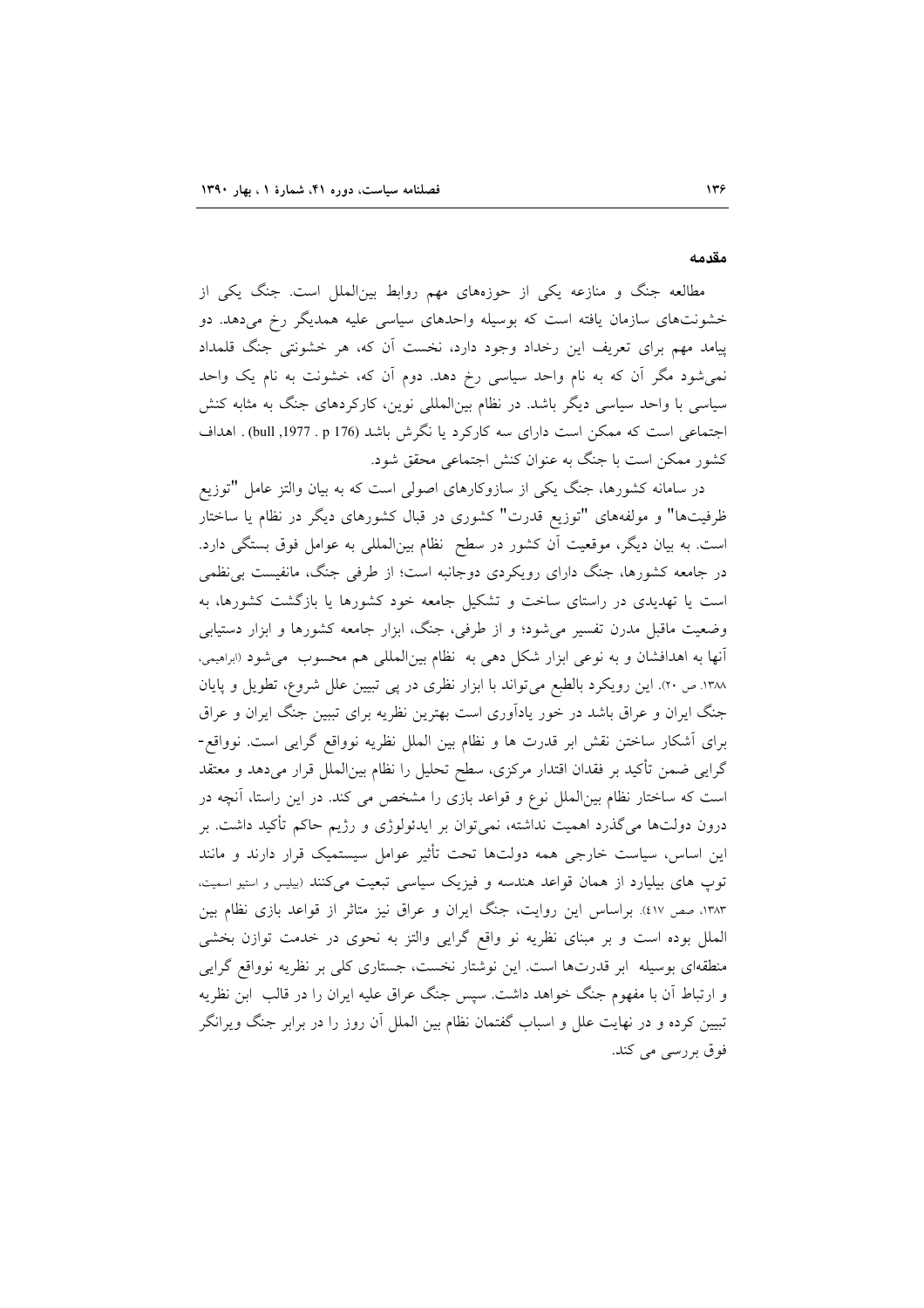## مقدمه

مطالعه جنگ و منازعه یکی از حوزه‌های مهم روابط بین‌الملل است. جنگ یکی از خشونت‌های سازمان یافته است که بوسیله واحدهای سیاسی علیه همدیگر رخ می‌دهد. دو پیامد مهم برای تعریف این رخداد وجود دارد، نخست آن که، هر خشونتی جنگ قلمداد نمی‌شود مگر آن که به نام واحد سیاسی رخ دهد. دوم آن که، خشونت به نام یک واحد سیاسی با واحد سیاسی دیگر باشد. در نظام بین‌المللی نوین، کارکردهای جنگ به مثابه کنش اجتماعی است که ممکن است دارای سه کارکرد یا نگرش باشد (bull ,1977 . p 176) . اهداف کشور ممکن است با جنگ به عنوان کنش اجتماعی محقق شود.

در سامانه کشورها، جنگ یکی از سازوکارهای اصولی است که به بیان والتز عامل "توزیع ظرفیت‌ها" و مولفه‌های "توزیع قدرت" کشوری در قبال کشورهای دیگر در نظام یا ساختار است. به بیان دیگر، موقعیت آن کشور در سطح نظام بین‌المللی به عوامل فوق بستگی دارد. در جامعه کشورها، جنگ دارای رویکردی دوجانبه است؛ از طرفی جنگ، مانفیست بی‌نظمی است یا تهدیدی در راستای ساخت و تشکیل جامعه خود کشورها یا بازگشت کشورها، به وضعیت ماقبل مدرن تفسیر می‌شود؛ و از طرفی، جنگ، ابزار جامعه کشورها و ابزار دستیابی آنها به اهدافشان و به نوعی ابزار شکل دهی به نظام بین‌المللی هم محسوب می‌شود (ابراهیمی، ۱۳۸۸. ص ۲۰). این رویکرد بالطبع می‌تواند با ابزار نظری در پی تبیین علل شروع، تطویل و پایان جنگ ایران و عراق باشد در خور یادآوری است بهترین نظریه برای تبیین جنگ ایران و عراق برای آشکار ساختن نقش ابر قدرت ها و نظام بین الملل نظریه نوواقع گرایی است. نوواقع-گرایی ضمن تأکید بر فقدان اقتدار مرکزی، سطح تحلیل را نظام بین‌الملل قرار می‌دهد و معتقد است که ساختار نظام بین‌الملل نوع و قواعد بازی را مشخص می کند. در این راستا، آنچه در درون دولت‌ها می‌گذرد اهمیت نداشته، نمی‌توان بر ایدئولوژی و رژیم حاکم تأکید داشت. بر این اساس، سیاست خارجی همه دولت‌ها تحت تأثیر عوامل سیستمیک قرار دارند و مانند توپ های بیلیارد از همان قواعد هندسه و فیزیک سیاسی تبعیت می‌کنند (بیلیس و استیو اسمیت، ۱۳۸۳، صص ٤١٧). براساس این روایت، جنگ ایران و عراق نیز متاثر از قواعد بازی نظام بین الملل بوده است و بر مبنای نظریه نو واقع گرایی والتز به نحوی در خدمت توازن بخشی منطقه‌ای بوسیله ابر قدرت‌ها است. این نوشتار نخست، جستاری کلی بر نظریه نوواقع گرایی و ارتباط آن با مفهوم جنگ خواهد داشت. سپس جنگ عراق علیه ایران را در قالب ابن نظریه تبیین کرده و در نهایت علل و اسباب گفتمان نظام بین الملل آن روز را در برابر جنگ ویرانگر فوق بررسی می کند.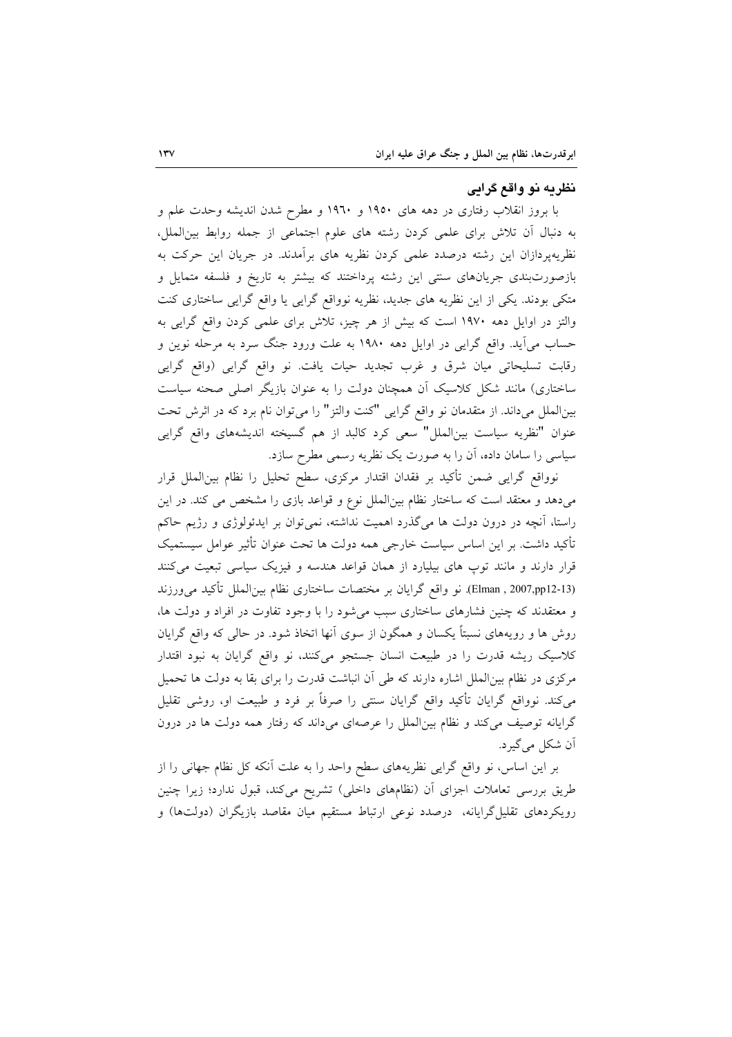## نظریه نو واقع گرایی

با بروز انقلاب رفتاری در دهه های ۱۹۵۰ و ۱۹۶۰ و مطرح شدن اندیشه وحدت علم و به دنبال آن تلاش برای علمی کردن رشته های علوم اجتماعی از جمله روابط بین‌الملل، نظریه‌پردازان این رشته درصدد علمی کردن نظریه های برآمدند. در جریان این حرکت به بازصورت‌بندی جریان‌های سنتی این رشته پرداختند که بیشتر به تاریخ و فلسفه متمایل و متکی بودند. یکی از این نظریه های جدید، نظریه نوواقع گرایی یا واقع گرایی ساختاری کنت والتز در اوایل دهه ۱۹۷۰ است که بیش از هر چیز، تلاش برای علمی کردن واقع گرایی به حساب می‌آید. واقع گرایی در اوایل دهه ۱۹۸۰ به علت ورود جنگ سرد به مرحله نوین و رقابت تسلیحاتی میان شرق و غرب تجدید حیات یافت. نو واقع گرایی (واقع گرایی ساختاری) مانند شکل کلاسیک آن همچنان دولت را به عنوان بازیگر اصلی صحنه سیاست بین‌الملل می‌داند. از متقدمان نو واقع گرایی "کنت والتز" را می‌توان نام برد که در اثرش تحت عنوان "نظریه سیاست بین‌الملل" سعی کرد کالبد از هم گسیخته اندیشه‌های واقع گرایی سیاسی را سامان داده، آن را به صورت یک نظریه رسمی مطرح سازد.

نوواقع گرایی ضمن تأکید بر فقدان اقتدار مرکزی، سطح تحلیل را نظام بین‌الملل قرار می‌دهد و معتقد است که ساختار نظام بین‌الملل نوع و قواعد بازی را مشخص می کند. در این راستا، آنچه در درون دولت ها می‌گذرد اهمیت نداشته، نمی‌توان بر ایدئولوژی و رژیم حاکم تأکید داشت. بر این اساس سیاست خارجی همه دولت ها تحت عنوان تأثیر عوامل سیستمیک قرار دارند و مانند توپ های بیلیارد از همان قواعد هندسه و فیزیک سیاسی تبعیت می‌کنند (Elman , 2007,pp12-13). نو واقع گرایان بر مختصات ساختاری نظام بین‌الملل تأکید می‌ورزند و معتقدند که چنین فشارهای ساختاری سبب می‌شود را با وجود تفاوت در افراد و دولت ها، روش ها و رویه‌های نسبتاً یکسان و همگون از سوی آنها اتخاذ شود. در حالی که واقع گرایان کلاسیک ریشه قدرت را در طبیعت انسان جستجو می‌کنند، نو واقع گرایان به نبود اقتدار مرکزی در نظام بین‌الملل اشاره دارند که طی آن انباشت قدرت را برای بقا به دولت ها تحمیل می‌کند. نوواقع گرایان تأکید واقع گرایان سنتی را صرفاً بر فرد و طبیعت او، روشی تقلیل گرایانه توصیف می‌کند و نظام بین‌الملل را عرصه‌ای می‌داند که رفتار همه دولت ها در درون آن شکل می‌گیرد.

بر این اساس، نو واقع گرایی نظریه‌های سطح واحد را به علت آنکه کل نظام جهانی را از طریق بررسی تعاملات اجزای آن (نظام‌های داخلی) تشریح می‌کند، قبول ندارد؛ زیرا چنین رویکردهای تقلیل‌گرایانه، درصدد نوعی ارتباط مستقیم میان مقاصد بازیگران (دولت‌ها) و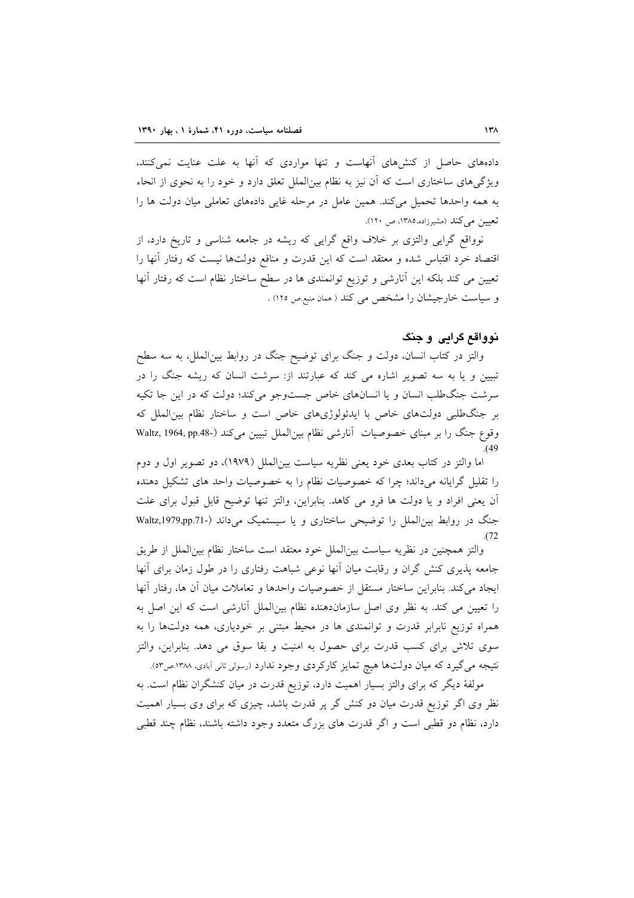داده‌های حاصل از کنش‌های آنهاست و تنها مواردی که آنها به علت عنایت نمی‌کنند، ویژگی‌های ساختاری است که آن نیز به نظام بین‌الملل تعلق دارد و خود را به نحوی از انحاء به همه واحدها تحمیل می‌کند. همین عامل در مرحله غایی داده‌های تعاملی میان دولت ها را تعیین می‌کند (مشیرزاده،۱۳۸۵، ص ۱۲۰).

نوواقع گرایی والتزی بر خلاف واقع گرایی که ریشه در جامعه شناسی و تاریخ دارد، از اقتصاد خرد اقتباس شده و معتقد است که این قدرت و منافع دولت‌ها نیست که رفتار آنها را تعیین می کند بلکه این آنارشی و توزیع توانمندی ها در سطح ساختار نظام است که رفتار آنها و سیاست خارجیشان را مشخص می کند ( همان منبع.ص ۱۲۵) .

## نوواقع گرایی و جنگ

والتز در کتاب انسان، دولت و جنگ برای توضیح جنگ در روابط بین‌الملل، به سه سطح تبیین و یا به سه تصویر اشاره می کند که عبارتند از: سرشت انسان که ریشه جنگ را در سرشت جنگ‌طلب انسان و یا انسان‌های خاص جست‌وجو می‌کند؛ دولت که در این جا تکیه بر جنگ‌طلبی دولت‌های خاص با ایدئولوژی‌های خاص است و ساختار نظام بین‌الملل که وقوع جنگ را بر مبنای خصوصیات آنارشی نظام بین‌الملل تبیین می‌کند (Waltz, 1964, pp.48-49).

اما والتز در کتاب بعدی خود یعنی نظریه سیاست بین‌الملل (۱۹۷۹)، دو تصویر اول و دوم را تقلیل گرایانه می‌داند؛ چرا که خصوصیات نظام را به خصوصیات واحد های تشکیل دهنده آن یعنی افراد و یا دولت ها فرو می کاهد. بنابراین، والتز تنها توضیح قابل قبول برای علت جنگ در روابط بین‌الملل را توضیحی ساختاری و یا سیستمیک می‌داند (Waltz,1979,pp.71-72).

والتز همچنین در نظریه سیاست بین‌الملل خود معتقد است که ساختار نظام بین‌الملل از طریق جامعه پذیری کنش گران و رقابت میان آنها نوعی شباهت رفتاری را در طول زمان برای آنها ایجاد می‌کند. بنابراین ساختار مستقل از خصوصیات واحدها و تعاملات میان آن ها، رفتار آنها را تعیین می کند. به نظر وی اصل سازمان‌دهنده نظام بین‌الملل آنارشی است که این اصل به همراه توزیع نابرابر قدرت و توانمندی ها در محیط مبتنی بر خودیاری، همه دولت‌ها را به سوی تلاش برای کسب قدرت برای حصول به امنیت و بقا سوق می دهد. بنابراین، والتز نتیجه می‌گیرد که میان دولت‌ها هیچ تمایز کارکردی وجود ندارد (رسولی ثانی آبادی، ۱۳۸۸.ص۵۳).

مولفهٔ دیگر که برای والتز بسیار اهمیت دارد، توزیع قدرت در میان کنشگران نظام است. به نظر وی اگر توزیع قدرت میان دو کنش گر پر قدرت باشد، چیزی که برای وی بسیار اهمیت دارد، نظام دو قطبی است و اگر قدرت های بزرگ متعدد وجود داشته باشند، نظام چند قطبی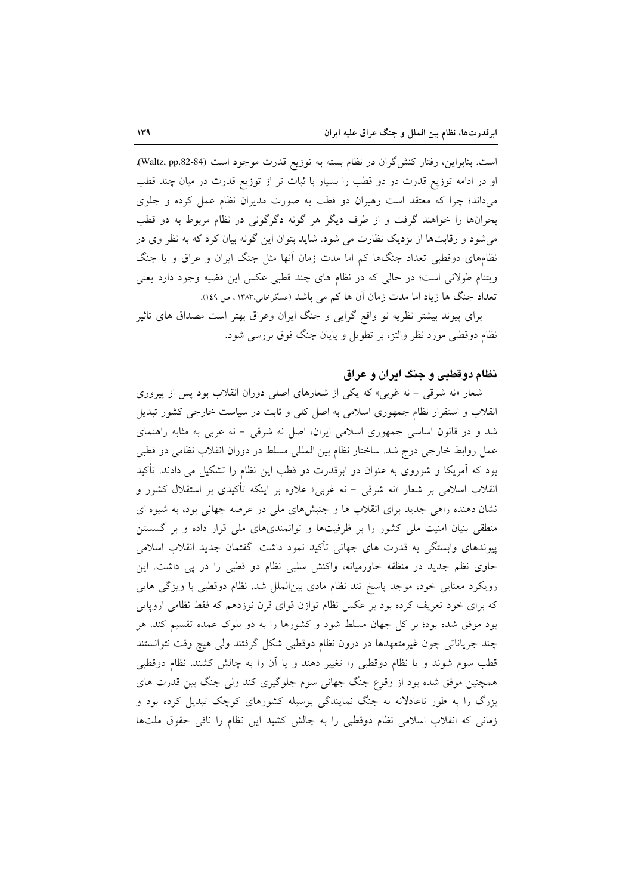است. بنابراین، رفتار کنش‌گران در نظام بسته به توزیع قدرت موجود است (Waltz, pp.82-84). او در ادامه توزیع قدرت در دو قطب را بسیار با ثبات تر از توزیع قدرت در میان چند قطب می‌داند؛ چرا که معتقد است رهبران دو قطب به صورت مدیران نظام عمل کرده و جلوی بحران‌ها را خواهند گرفت و از طرف دیگر هر گونه دگرگونی در نظام مربوط به دو قطب می‌شود و رقابت‌ها از نزدیک نظارت می شود. شاید بتوان این گونه بیان کرد که به نظر وی در نظام‌های دوقطبی تعداد جنگ‌ها کم اما مدت زمان آنها مثل جنگ ایران و عراق و یا جنگ ویتنام طولانی است؛ در حالی که در نظام های چند قطبی عکس این قضیه وجود دارد یعنی تعداد جنگ ها زیاد اما مدت زمان آن ها کم می باشد (عسگرخانی،۱۳۸۳، ص ۱۴۹).

برای پیوند بیشتر نظریه نو واقع گرایی و جنگ ایران وعراق بهتر است مصداق های تاثیر نظام دوقطبی مورد نظر والتز، بر تطویل و پایان جنگ فوق بررسی شود.

## نظام دوقطبی و جنگ ایران و عراق

شعار «نه شرقی - نه غربی» که یکی از شعارهای اصلی دوران انقلاب بود پس از پیروزی انقلاب و استقرار نظام جمهوری اسلامی به اصل کلی و ثابت در سیاست خارجی کشور تبدیل شد و در قانون اساسی جمهوری اسلامی ایران، اصل نه شرقی - نه غربی به مثابه راهنمای عمل روابط خارجی درج شد. ساختار نظام بین المللی مسلط در دوران انقلاب نظامی دو قطبی بود که آمریکا و شوروی به عنوان دو ابرقدرت دو قطب این نظام را تشکیل می دادند. تأکید انقلاب اسلامی بر شعار «نه شرقی - نه غربی» علاوه بر اینکه تأکیدی بر استقلال کشور و نشان دهنده راهی جدید برای انقلاب ها و جنبش‌های ملی در عرصه جهانی بود، به شیوه ای منطقی بنیان امنیت ملی کشور را بر ظرفیت‌ها و توانمندی‌های ملی قرار داده و بر گسستن پیوندهای وابستگی به قدرت های جهانی تأکید نمود داشت. گفتمان جدید انقلاب اسلامی حاوی نظم جدید در منطقه خاورمیانه، واکنش سلبی نظام دو قطبی را در پی داشت. این رویکرد معنایی خود، موجد پاسخ تند نظام مادی بین‌الملل شد. نظام دوقطبی با ویژگی هایی که برای خود تعریف کرده بود بر عکس نظام توازن قوای قرن نوزدهم که فقط نظامی اروپایی بود موفق شده بود؛ بر کل جهان مسلط شود و کشورها را به دو بلوک عمده تقسیم کند. هر چند جریاناتی چون غیرمتعهدها در درون نظام دوقطبی شکل گرفتند ولی هیچ وقت نتوانستند قطب سوم شوند و یا نظام دوقطبی را تغییر دهند و یا آن را به چالش کشند. نظام دوقطبی همچنین موفق شده بود از وقوع جنگ جهانی سوم جلوگیری کند ولی جنگ بین قدرت های بزرگ را به طور ناعادلانه به جنگ نمایندگی بوسیله کشورهای کوچک تبدیل کرده بود و زمانی که انقلاب اسلامی نظام دوقطبی را به چالش کشید این نظام را نافی حقوق ملت‌ها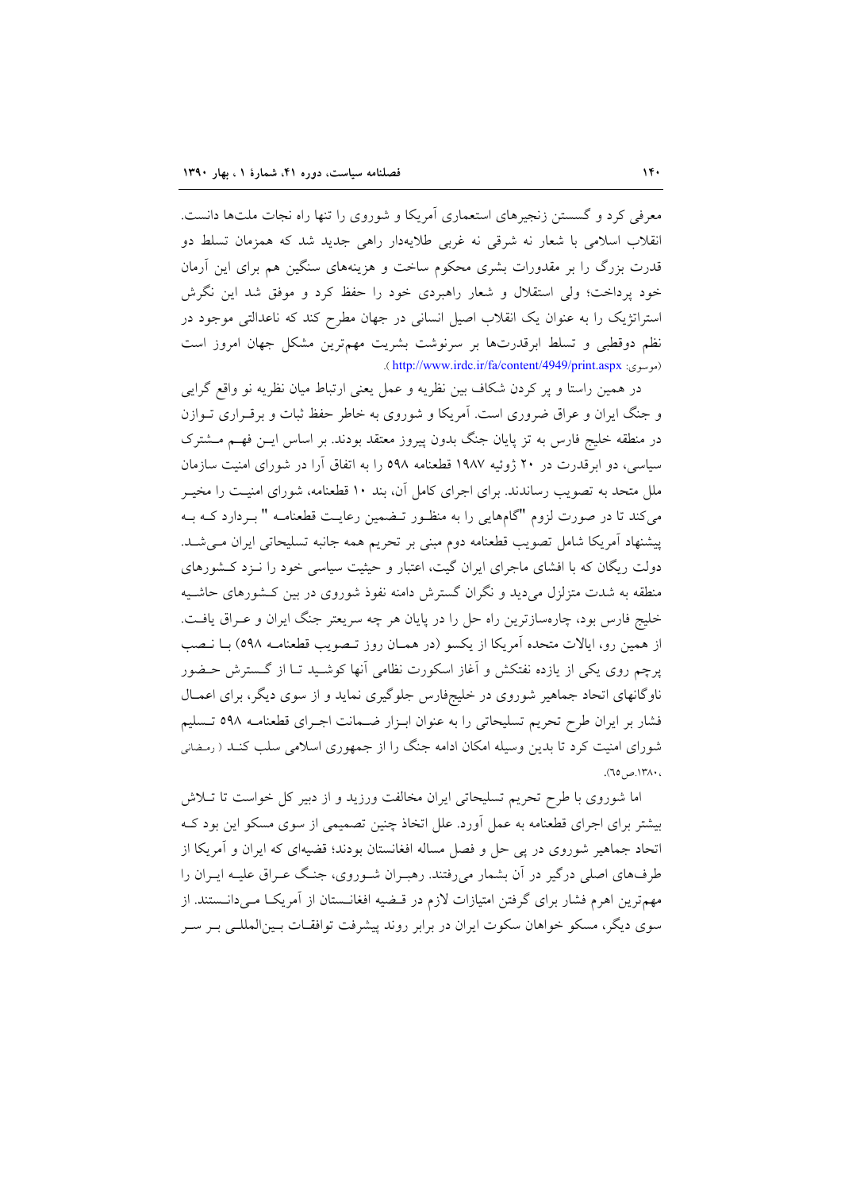معرفی کرد و گسستن زنجیرهای استعماری آمریکا و شوروی را تنها راه نجات ملت‌ها دانست. انقلاب اسلامی با شعار نه شرقی نه غربی طلایه‌دار راهی جدید شد که همزمان تسلط دو قدرت بزرگ را بر مقدورات بشری محکوم ساخت و هزینه‌های سنگین هم برای این آرمان خود پرداخت؛ ولی استقلال و شعار راهبردی خود را حفظ کرد و موفق شد این نگرش استراتژیک را به عنوان یک انقلاب اصیل انسانی در جهان مطرح کند که ناعدالتی موجود در نظم دوقطبی و تسلط ابرقدرت‌ها بر سرنوشت بشریت مهم‌ترین مشکل جهان امروز است (موسوی: http://www.irdc.ir/fa/content/4949/print.aspx ).

در همین راستا و پر کردن شکاف بین نظریه و عمل یعنی ارتباط میان نظریه نو واقع گرایی و جنگ ایران و عراق ضروری است. آمریکا و شوروی به خاطر حفظ ثبات و برقراری توازن در منطقه خلیج فارس به تز پایان جنگ بدون پیروز معتقد بودند. بر اساس این فهم مشترک سیاسی، دو ابرقدرت در ۲۰ ژوئیه ۱۹۸۷ قطعنامه ۵۹۸ را به اتفاق آرا در شورای امنیت سازمان ملل متحد به تصویب رساندند. برای اجرای کامل آن، بند ۱۰ قطعنامه، شورای امنیت را مخیر می‌کند تا در صورت لزوم "گام‌هایی را به منظور تضمین رعایت قطعنامه " بردارد که به پیشنهاد آمریکا شامل تصویب قطعنامه دوم مبنی بر تحریم همه جانبه تسلیحاتی ایران می‌شد. دولت ریگان که با افشای ماجرای ایران گیت، اعتبار و حیثیت سیاسی خود را نزد کشورهای منطقه به شدت متزلزل می‌دید و نگران گسترش دامنه نفوذ شوروی در بین کشورهای حاشیه خلیج فارس بود، چاره‌سازترین راه حل را در پایان هر چه سریعتر جنگ ایران و عراق یافت. از همین رو، ایالات متحده آمریکا از یکسو (در همان روز تصویب قطعنامه ۵۹۸) با نصب پرچم روی یکی از یازده نفتکش و آغاز اسکورت نظامی آنها کوشید تا از گسترش حضور ناوگانهای اتحاد جماهیر شوروی در خلیج‌فارس جلوگیری نماید و از سوی دیگر، برای اعمال فشار بر ایران طرح تحریم تسلیحاتی را به عنوان ابزار ضمانت اجرای قطعنامه ۵۹۸ تسلیم شورای امنیت کرد تا بدین وسیله امکان ادامه جنگ را از جمهوری اسلامی سلب کند ( رمضانی ،۱۳۸۰،ص ٦٥).

اما شوروی با طرح تحریم تسلیحاتی ایران مخالفت ورزید و از دبیر کل خواست تا تلاش بیشتر برای اجرای قطعنامه به عمل آورد. علل اتخاذ چنین تصمیمی از سوی مسکو این بود که اتحاد جماهیر شوروی در پی حل و فصل مساله افغانستان بودند؛ قضیه‌ای که ایران و آمریکا از طرف‌های اصلی درگیر در آن بشمار می‌رفتند. رهبران شوروی، جنگ عراق علیه ایران را مهم‌ترین اهرم فشار برای گرفتن امتیازات لازم در قضیه افغانستان از آمریکا می‌دانستند. از سوی دیگر، مسکو خواهان سکوت ایران در برابر روند پیشرفت توافقات بین‌المللی بر سر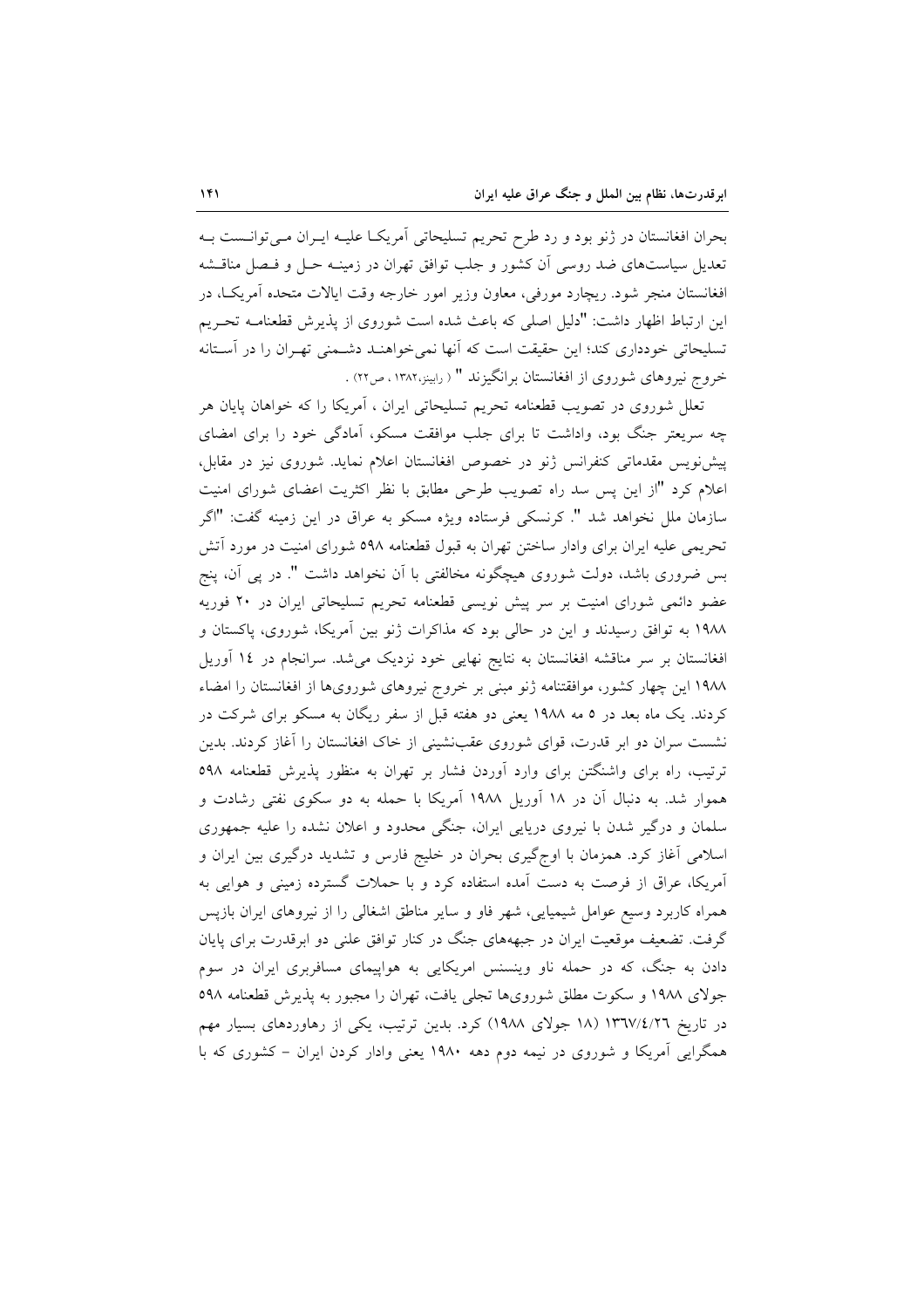بحران افغانستان در ژنو بود و رد طرح تحریم تسلیحاتی آمریکا علیه ایران می‌توانست به تعدیل سیاست‌های ضد روسی آن کشور و جلب توافق تهران در زمینه حل و فصل مناقشه افغانستان منجر شود. ریچارد مورفی، معاون وزیر امور خارجه وقت ایالات متحده آمریکا، در این ارتباط اظهار داشت: "دلیل اصلی که باعث شده است شوروی از پذیرش قطعنامه تحریم تسلیحاتی خودداری کند؛ این حقیقت است که آنها نمی‌خواهند دشمنی تهران را در آستانه خروج نیروهای شوروی از افغانستان برانگیزند " ( رابینز،۱۳۸۲ ، ص۲۲) .

تعلل شوروی در تصویب قطعنامه تحریم تسلیحاتی ایران ، آمریکا را که خواهان پایان هر چه سریعتر جنگ بود، واداشت تا برای جلب موافقت مسکو، آمادگی خود را برای امضای پیش‌نویس مقدماتی کنفرانس ژنو در خصوص افغانستان اعلام نماید. شوروی نیز در مقابل، اعلام کرد "از این پس سد راه تصویب طرحی مطابق با نظر اکثریت اعضای شورای امنیت سازمان ملل نخواهد شد ". کرنسکی فرستاده ویژه مسکو به عراق در این زمینه گفت: "اگر تحریمی علیه ایران برای وادار ساختن تهران به قبول قطعنامه ۵۹۸ شورای امنیت در مورد آتش بس ضروری باشد، دولت شوروی هیچگونه مخالفتی با آن نخواهد داشت ". در پی آن، پنج عضو دائمی شورای امنیت بر سر پیش نویسی قطعنامه تحریم تسلیحاتی ایران در ۲۰ فوریه ۱۹۸۸ به توافق رسیدند و این در حالی بود که مذاکرات ژنو بین آمریکا، شوروی، پاکستان و افغانستان بر سر مناقشه افغانستان به نتایج نهایی خود نزدیک می‌شد. سرانجام در ١٤ آوریل ۱۹۸۸ این چهار کشور، موافقتنامه ژنو مبنی بر خروج نیروهای شوروی‌ها از افغانستان را امضاء کردند. یک ماه بعد در ۵ مه ۱۹۸۸ یعنی دو هفته قبل از سفر ریگان به مسکو برای شرکت در نشست سران دو ابر قدرت، قوای شوروی عقب‌نشینی از خاک افغانستان را آغاز کردند. بدین ترتیب، راه برای واشنگتن برای وارد آوردن فشار بر تهران به منظور پذیرش قطعنامه ۵۹۸ هموار شد. به دنبال آن در ۱۸ آوریل ۱۹۸۸ آمریکا با حمله به دو سکوی نفتی رشادت و سلمان و درگیر شدن با نیروی دریایی ایران، جنگی محدود و اعلان نشده را علیه جمهوری اسلامی آغاز کرد. همزمان با اوج‌گیری بحران در خلیج فارس و تشدید درگیری بین ایران و آمریکا، عراق از فرصت به دست آمده استفاده کرد و با حملات گسترده زمینی و هوایی به همراه کاربرد وسیع عوامل شیمیایی، شهر فاو و سایر مناطق اشغالی را از نیروهای ایران بازپس گرفت. تضعیف موقعیت ایران در جبهه‌های جنگ در کنار توافق علنی دو ابرقدرت برای پایان دادن به جنگ، که در حمله ناو وینسنس امریکایی به هواپیمای مسافربری ایران در سوم جولای ۱۹۸۸ و سکوت مطلق شوروی‌ها تجلی یافت، تهران را مجبور به پذیرش قطعنامه ۵۹۸ در تاریخ ١٣٦٧/٤/٢٦ (۱۸ جولای ۱۹۸۸) کرد. بدین ترتیب، یکی از رهاوردهای بسیار مهم همگرایی آمریکا و شوروی در نیمه دوم دهه ۱۹۸۰ یعنی وادار کردن ایران – کشوری که با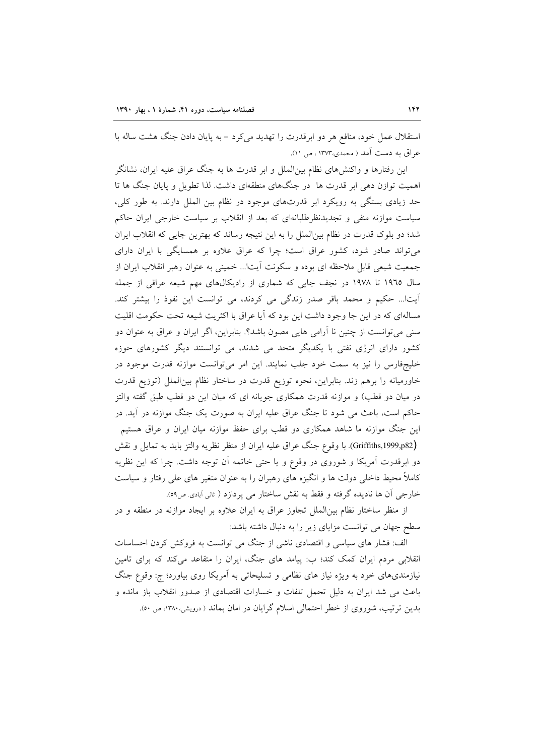استقلال عمل خود، منافع هر دو ابرقدرت را تهدید می‌کرد - به پایان دادن جنگ هشت ساله با عراق به دست آمد ( محمدی،۱۳۷۳ ، ص ۱۱).

این رفتارها و واکنش‌های نظام بین‌الملل و ابر قدرت ها به جنگ عراق علیه ایران، نشانگر اهمیت توازن دهی ابر قدرت ها در جنگ‌های منطقه‌ای داشت. لذا تطویل و پایان جنگ ها تا حد زیادی بستگی به رویکرد ابر قدرت‌های موجود در نظام بین الملل دارند. به طور کلی، سیاست موازنه منفی و تجدیدنظرطلبانه‌ای که بعد از انقلاب بر سیاست خارجی ایران حاکم شد؛ دو بلوک قدرت در نظام بین‌الملل را به این نتیجه رساند که بهترین جایی که انقلاب ایران می‌تواند صادر شود، کشور عراق است؛ چرا که عراق علاوه بر همسایگی با ایران دارای جمعیت شیعی قابل ملاحظه ای بوده و سکونت آیت‌ا... خمینی به عنوان رهبر انقلاب ایران از سال ۱۹٦٥ تا ۱۹۷۸ در نجف جایی که شماری از رادیکال‌های مهم شیعه عراقی از جمله آیت‌ا... حکیم و محمد باقر صدر زندگی می کردند، می توانست این نفوذ را بیشتر کند. مساله‌ای که در این جا وجود داشت این بود که آیا عراق با اکثریت شیعه تحت حکومت اقلیت سنی می‌توانست از چنین نا آرامی هایی مصون باشد؟. بنابراین، اگر ایران و عراق به عنوان دو کشور دارای انرژی نفتی با یکدیگر متحد می شدند، می توانستند دیگر کشورهای حوزه خلیج‌فارس را نیز به سمت خود جلب نمایند. این امر می‌توانست موازنه قدرت موجود در خاورمیانه را برهم زند. بنابراین، نحوه توزیع قدرت در ساختار نظام بین‌الملل (توزیع قدرت در میان دو قطب) و موازنه قدرت همکاری جویانه ای که میان این دو قطب طبق گفته والتز حاکم است، باعث می شود تا جنگ عراق علیه ایران به صورت یک جنگ موازنه در آید. در این جنگ موازنه ما شاهد همکاری دو قطب برای حفظ موازنه میان ایران و عراق هستیم (Griffiths,1999,p82). با وقوع جنگ عراق علیه ایران از منظر نظریه والتز باید به تمایل و نقش دو ابرقدرت آمریکا و شوروی در وقوع و یا حتی خاتمه آن توجه داشت. چرا که این نظریه کاملاً محیط داخلی دولت ها و انگیزه های رهبران را به عنوان متغیر های علی رفتار و سیاست خارجی آن ها نادیده گرفته و فقط به نقش ساختار می پردازد ( ثانی آبادی، ص۵۹).

از منظر ساختار نظام بین‌الملل تجاوز عراق به ایران علاوه بر ایجاد موازنه در منطقه و در سطح جهان می توانست مزایای زیر را به دنبال داشته باشد:

الف: فشار های سیاسی و اقتصادی ناشی از جنگ می توانست به فروکش کردن احساسات انقلابی مردم ایران کمک کند؛ ب: پیامد های جنگ، ایران را متقاعد می‌کند که برای تامین نیازمندی‌های خود به ویژه نیاز های نظامی و تسلیحاتی به آمریکا روی بیاورد؛ ج: وقوع جنگ باعث می شد ایران به دلیل تحمل تلفات و خسارات اقتصادی از صدور انقلاب باز مانده و بدین ترتیب، شوروی از خطر احتمالی اسلام گرایان در امان بماند ( درویشی،۱۳۸۰، ص ۵۰).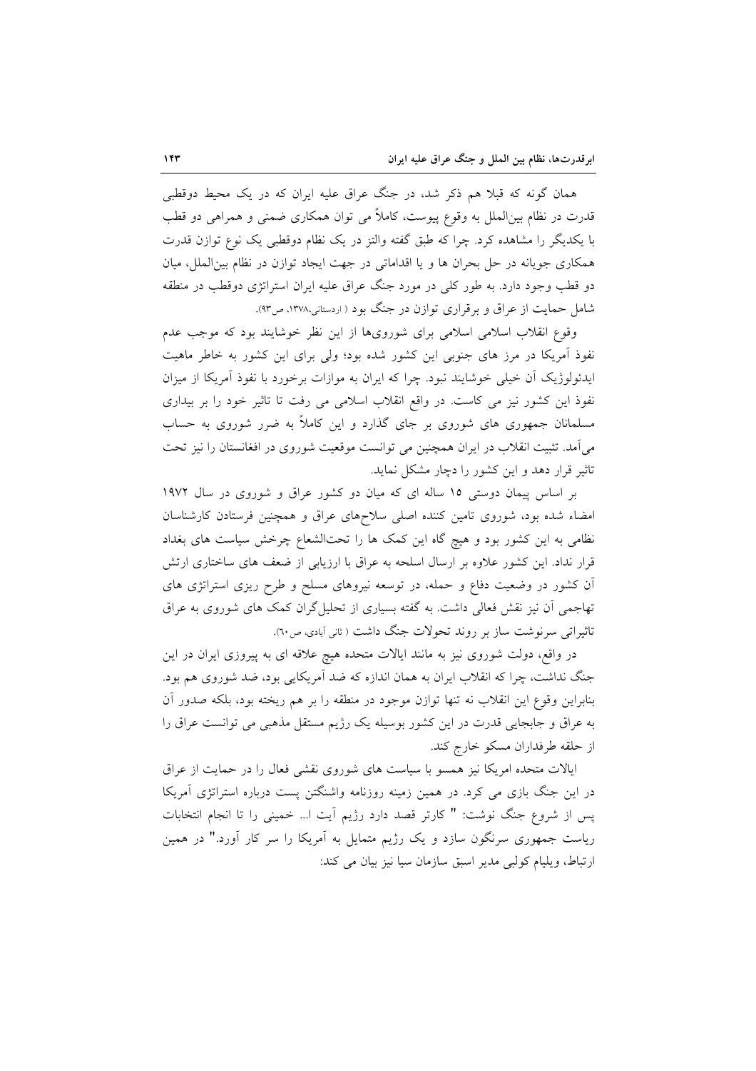همان گونه که قبلا هم ذکر شد، در جنگ عراق علیه ایران که در یک محیط دوقطبی قدرت در نظام بین‌الملل به وقوع پیوست، کاملاً می توان همکاری ضمنی و همراهی دو قطب با یکدیگر را مشاهده کرد. چرا که طبق گفته والتز در یک نظام دوقطبی یک نوع توازن قدرت همکاری جویانه در حل بحران ها و یا اقداماتی در جهت ایجاد توازن در نظام بین‌الملل، میان دو قطب وجود دارد. به طور کلی در مورد جنگ عراق علیه ایران استراتژی دوقطب در منطقه شامل حمایت از عراق و برقراری توازن در جنگ بود ( اردستانی،۱۳۷۸، ص۹۳).

وقوع انقلاب اسلامی اسلامی برای شوروی‌ها از این نظر خوشایند بود که موجب عدم نفوذ آمریکا در مرز های جنوبی این کشور شده بود؛ ولی برای این کشور به خاطر ماهیت ایدئولوژیک آن خیلی خوشایند نبود. چرا که ایران به موازات برخورد با نفوذ آمریکا از میزان نفوذ این کشور نیز می کاست. در واقع انقلاب اسلامی می رفت تا تاثیر خود را بر بیداری مسلمانان جمهوری های شوروی بر جای گذارد و این کاملاً به ضرر شوروی به حساب می‌آمد. تثبیت انقلاب در ایران همچنین می توانست موقعیت شوروی در افغانستان را نیز تحت تاثیر قرار دهد و این کشور را دچار مشکل نماید.

بر اساس پیمان دوستی ۱۵ ساله ای که میان دو کشور عراق و شوروی در سال ۱۹۷۲ امضاء شده بود، شوروی تامین کننده اصلی سلاح‌های عراق و همچنین فرستادن کارشناسان نظامی به این کشور بود و هیچ گاه این کمک ها را تحت‌الشعاع چرخش سیاست های بغداد قرار نداد. این کشور علاوه بر ارسال اسلحه به عراق با ارزیابی از ضعف های ساختاری ارتش آن کشور در وضعیت دفاع و حمله، در توسعه نیروهای مسلح و طرح ریزی استراتژی های تهاجمی آن نیز نقش فعالی داشت. به گفته بسیاری از تحلیل‌گران کمک های شوروی به عراق تاثیراتی سرنوشت ساز بر روند تحولات جنگ داشت ( ثانی آبادی، ص ٦٠).

در واقع، دولت شوروی نیز به مانند ایالات متحده هیچ علاقه ای به پیروزی ایران در این جنگ نداشت، چرا که انقلاب ایران به همان اندازه که ضد آمریکایی بود، ضد شوروی هم بود. بنابراین وقوع این انقلاب نه تنها توازن موجود در منطقه را بر هم ریخته بود، بلکه صدور آن به عراق و جابجایی قدرت در این کشور بوسیله یک رژیم مستقل مذهبی می توانست عراق را از حلقه طرفداران مسکو خارج کند.

ایالات متحده امریکا نیز همسو با سیاست های شوروی نقشی فعال را در حمایت از عراق در این جنگ بازی می کرد. در همین زمینه روزنامه واشنگتن پست درباره استراتژی آمریکا پس از شروع جنگ نوشت: " کارتر قصد دارد رژیم آیت ا... خمینی را تا انجام انتخابات ریاست جمهوری سرنگون سازد و یک رژیم متمایل به آمریکا را سر کار آورد." در همین ارتباط، ویلیام کولبی مدیر اسبق سازمان سیا نیز بیان می کند: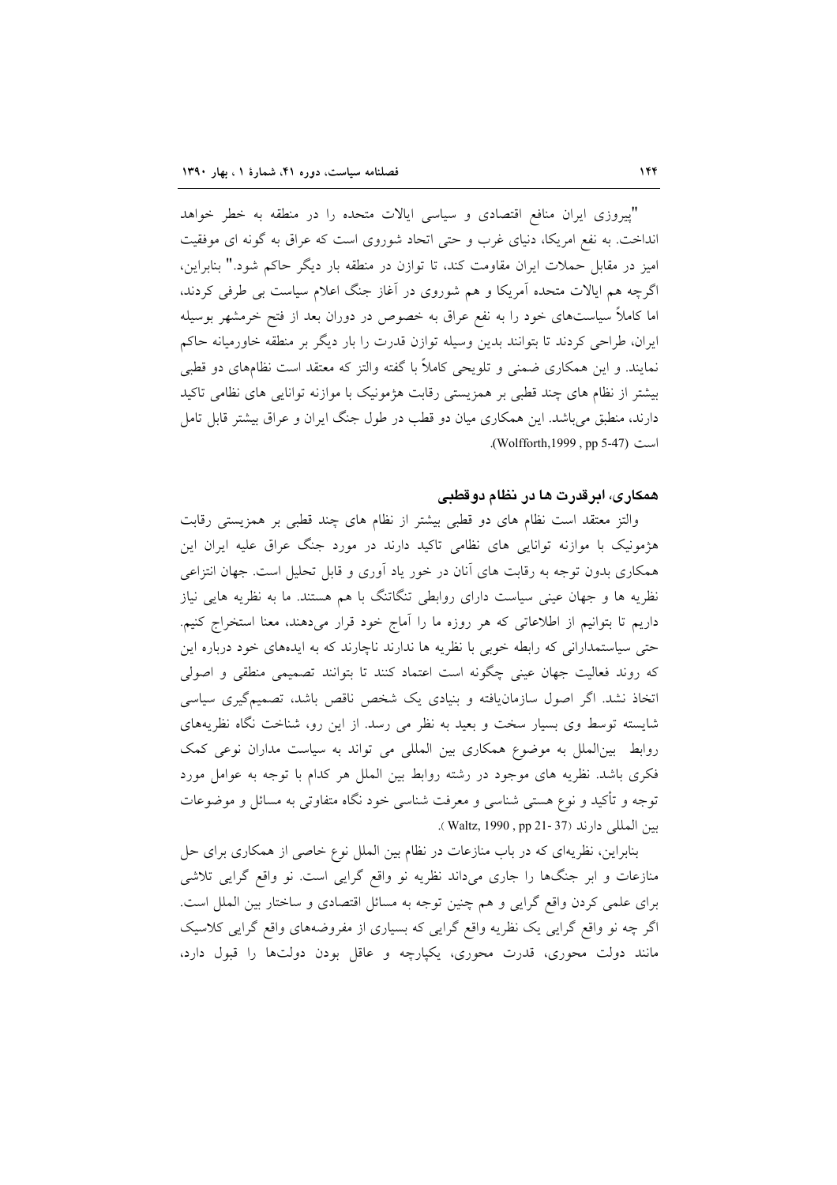"پیروزی ایران منافع اقتصادی و سیاسی ایالات متحده را در منطقه به خطر خواهد انداخت. به نفع امریکا، دنیای غرب و حتی اتحاد شوروی است که عراق به گونه ای موفقیت امیز در مقابل حملات ایران مقاومت کند، تا توازن در منطقه بار دیگر حاکم شود." بنابراین، اگرچه هم ایالات متحده آمریکا و هم شوروی در آغاز جنگ اعلام سیاست بی طرفی کردند، اما کاملاً سیاست‌های خود را به نفع عراق به خصوص در دوران بعد از فتح خرمشهر بوسیله ایران، طراحی کردند تا بتوانند بدین وسیله توازن قدرت را بار دیگر بر منطقه خاورمیانه حاکم نمایند. و این همکاری ضمنی و تلویحی کاملاً با گفته والتز که معتقد است نظام‌های دو قطبی بیشتر از نظام های چند قطبی بر همزیستی رقابت هژمونیک با موازنه توانایی های نظامی تاکید دارند، منطبق می‌باشد. این همکاری میان دو قطب در طول جنگ ایران و عراق بیشتر قابل تامل است (Wolfforth,1999 , pp 5-47).

## همکاری، ابرقدرت ها در نظام دوقطبی

والتز معتقد است نظام های دو قطبی بیشتر از نظام های چند قطبی بر همزیستی رقابت هژمونیک با موازنه توانایی های نظامی تاکید دارند در مورد جنگ عراق علیه ایران این همکاری بدون توجه به رقابت های آنان در خور یاد آوری و قابل تحلیل است. جهان انتزاعی نظریه ها و جهان عینی سیاست دارای روابطی تنگاتنگ با هم هستند. ما به نظریه هایی نیاز داریم تا بتوانیم از اطلاعاتی که هر روزه ما را آماج خود قرار می‌دهند، معنا استخراج کنیم. حتی سیاستمدارانی که رابطه خوبی با نظریه ها ندارند ناچارند که به ایده‌های خود درباره این که روند فعالیت جهان عینی چگونه است اعتماد کنند تا بتوانند تصمیمی منطقی و اصولی اتخاذ نشد. اگر اصول سازمان‌یافته و بنیادی یک شخص ناقص باشد، تصمیم‌گیری سیاسی شایسته توسط وی بسیار سخت و بعید به نظر می رسد. از این رو، شناخت نگاه نظریه‌های روابط بین‌الملل به موضوع همکاری بین المللی می تواند به سیاست مداران نوعی کمک فکری باشد. نظریه های موجود در رشته روابط بین الملل هر کدام با توجه به عوامل مورد توجه و تأکید و نوع هستی شناسی و معرفت شناسی خود نگاه متفاوتی به مسائل و موضوعات بین المللی دارند (Waltz, 1990 , pp 21- 37 ).

بنابراین، نظریه‌ای که در باب منازعات در نظام بین الملل نوع خاصی از همکاری برای حل منازعات و ابر جنگ‌ها را جاری می‌داند نظریه نو واقع گرایی است. نو واقع گرایی تلاشی برای علمی کردن واقع گرایی و هم چنین توجه به مسائل اقتصادی و ساختار بین الملل است. اگر چه نو واقع گرایی یک نظریه واقع گرایی که بسیاری از مفروضه‌های واقع گرایی کلاسیک مانند دولت محوری، قدرت محوری، یکپارچه و عاقل بودن دولت‌ها را قبول دارد،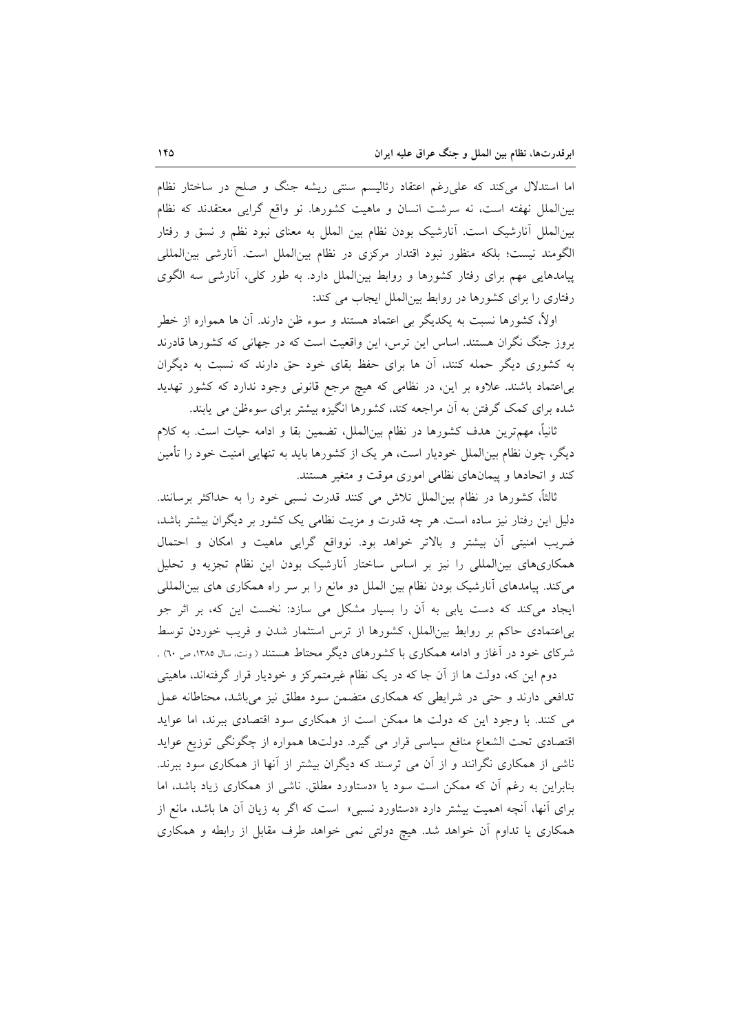اما استدلال می‌کند که علی‌رغم اعتقاد رئالیسم سنتی ریشه جنگ و صلح در ساختار نظام بین‌الملل نهفته است، نه سرشت انسان و ماهیت کشورها. نو واقع گرایی معتقدند که نظام بین‌الملل آنارشیک است. آنارشیک بودن نظام بین الملل به معنای نبود نظم و نسق و رفتار الگومند نیست؛ بلکه منظور نبود اقتدار مرکزی در نظام بین‌الملل است. آنارشی بین‌المللی پیامدهایی مهم برای رفتار کشورها و روابط بین‌الملل دارد. به طور کلی، آنارشی سه الگوی رفتاری را برای کشورها در روابط بین‌الملل ایجاب می کند:

اولاً، کشورها نسبت به یکدیگر بی اعتماد هستند و سوء ظن دارند. آن ها همواره از خطر بروز جنگ نگران هستند. اساس این ترس، این واقعیت است که در جهانی که کشورها قادرند به کشوری دیگر حمله کنند، آن ها برای حفظ بقای خود حق دارند که نسبت به دیگران بی‌اعتماد باشند. علاوه بر این، در نظامی که هیچ مرجع قانونی وجود ندارد که کشور تهدید شده برای کمک گرفتن به آن مراجعه کند، کشورها انگیزه بیشتر برای سوءظن می یابند.

ثانیاً، مهم‌ترین هدف کشورها در نظام بین‌الملل، تضمین بقا و ادامه حیات است. به کلام دیگر، چون نظام بین‌الملل خودیار است، هر یک از کشورها باید به تنهایی امنیت خود را تأمین کند و اتحادها و پیمان‌های نظامی اموری موقت و متغیر هستند.

ثالثاً، کشورها در نظام بین‌الملل تلاش می کنند قدرت نسبی خود را به حداکثر برسانند. دلیل این رفتار نیز ساده است. هر چه قدرت و مزیت نظامی یک کشور بر دیگران بیشتر باشد، ضریب امنیتی آن بیشتر و بالاتر خواهد بود. نوواقع گرایی ماهیت و امکان و احتمال همکاری‌های بین‌المللی را نیز بر اساس ساختار آنارشیک بودن این نظام تجزیه و تحلیل می‌کند. پیامدهای آنارشیک بودن نظام بین الملل دو مانع را بر سر راه همکاری های بین‌المللی ایجاد می‌کند که دست یابی به آن را بسیار مشکل می سازد: نخست این که، بر اثر جو بی‌اعتمادی حاکم بر روابط بین‌الملل، کشورها از ترس استثمار شدن و فریب خوردن توسط شرکای خود در آغاز و ادامه همکاری با کشورهای دیگر محتاط هستند ( ونت، سال ۱۳۸۵، ص ٦٠) .

دوم این که، دولت ها از آن جا که در یک نظام غیرمتمرکز و خودیار قرار گرفته‌اند، ماهیتی تدافعی دارند و حتی در شرایطی که همکاری متضمن سود مطلق نیز می‌باشد، محتاطانه عمل می کنند. با وجود این که دولت ها ممکن است از همکاری سود اقتصادی ببرند، اما عواید اقتصادی تحت الشعاع منافع سیاسی قرار می گیرد. دولت‌ها همواره از چگونگی توزیع عواید ناشی از همکاری نگرانند و از آن می ترسند که دیگران بیشتر از آنها از همکاری سود ببرند. بنابراین به رغم آن که ممکن است سود یا «دستاورد مطلق» ناشی از همکاری زیاد باشد، اما برای آنها، آنچه اهمیت بیشتر دارد «دستاورد نسبی» است که اگر به زیان آن ها باشد، مانع از همکاری یا تداوم آن خواهد شد. هیچ دولتی نمی خواهد طرف مقابل از رابطه و همکاری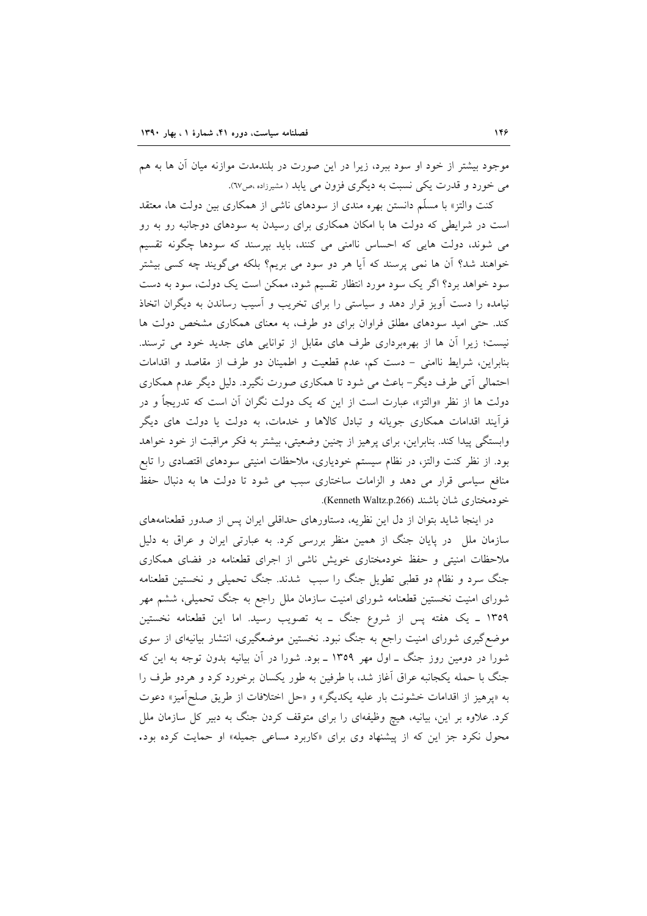موجود بیشتر از خود او سود ببرد، زیرا در این صورت در بلندمدت موازنه میان آن ها به هم می خورد و قدرت یکی نسبت به دیگری فزون می یابد ( مشیرزاده ،ص٦٧).

کنت والتز» با مسلّم دانستن بهره مندی از سودهای ناشی از همکاری بین دولت ها، معتقد است در شرایطی که دولت ها با امکان همکاری برای رسیدن به سودهای دوجانبه رو به رو می شوند، دولت هایی که احساس ناامنی می کنند، باید بپرسند که سودها چگونه تقسیم خواهند شد؟ آن ها نمی پرسند که آیا هر دو سود می بریم؟ بلکه می‌گویند چه کسی بیشتر سود خواهد برد؟ اگر یک سود مورد انتظار تقسیم شود، ممکن است یک دولت، سود به دست نیامده را دست آویز قرار دهد و سیاستی را برای تخریب و آسیب رساندن به دیگران اتخاذ کند. حتی امید سودهای مطلق فراوان برای دو طرف، به معنای همکاری مشخص دولت ها نیست؛ زیرا آن ها از بهره‌برداری طرف های مقابل از توانایی های جدید خود می ترسند. بنابراین، شرایط ناامنی – دست کم، عدم قطعیت و اطمینان دو طرف از مقاصد و اقدامات احتمالی آتی طرف دیگر– باعث می شود تا همکاری صورت نگیرد. دلیل دیگر عدم همکاری دولت ها از نظر «والتز»، عبارت است از این که یک دولت نگران آن است که تدریجاً و در فرآیند اقدامات همکاری جویانه و تبادل کالاها و خدمات، به دولت یا دولت های دیگر وابستگی پیدا کند. بنابراین، برای پرهیز از چنین وضعیتی، بیشتر به فکر مراقبت از خود خواهد بود. از نظر کنت والتز، در نظام سیستم خودیاری، ملاحظات امنیتی سودهای اقتصادی را تابع منافع سیاسی قرار می دهد و الزامات ساختاری سبب می شود تا دولت ها به دنبال حفظ خودمختاری شان باشند (Kenneth Waltz.p.266).

در اینجا شاید بتوان از دل این نظریه، دستاورهای حداقلی ایران پس از صدور قطعنامه‌های سازمان ملل در پایان جنگ از همین منظر بررسی کرد. به عبارتی ایران و عراق به دلیل ملاحظات امنیتی و حفظ خودمختاری خویش ناشی از اجرای قطعنامه در فضای همکاری جنگ سرد و نظام دو قطبی تطویل جنگ را سبب شدند. جنگ تحمیلی و نخستین قطعنامه شورای امنیت نخستین قطعنامه شورای امنیت سازمان ملل راجع به جنگ تحمیلی، ششم مهر ۱۳۵۹ ـ یک هفته پس از شروع جنگ ـ به تصویب رسید. اما این قطعنامه نخستین موضع‌گیری شورای امنیت راجع به جنگ نبود. نخستین موضعگیری، انتشار بیانیه‌ای از سوی شورا در دومین روز جنگ ـ اول مهر ۱۳۵۹ ـ بود. شورا در آن بیانیه بدون توجه به این که جنگ با حمله یکجانبه عراق آغاز شد، با طرفین به طور یکسان برخورد کرد و هردو طرف را به «پرهیز از اقدامات خشونت بار علیه یکدیگر» و «حل اختلافات از طریق صلح‌آمیز» دعوت کرد. علاوه بر این، بیانیه، هیچ وظیفه‌ای را برای متوقف کردن جنگ به دبیر کل سازمان ملل محول نکرد جز این که از پیشنهاد وی برای «کاربرد مساعی جمیله» او حمایت کرده بود.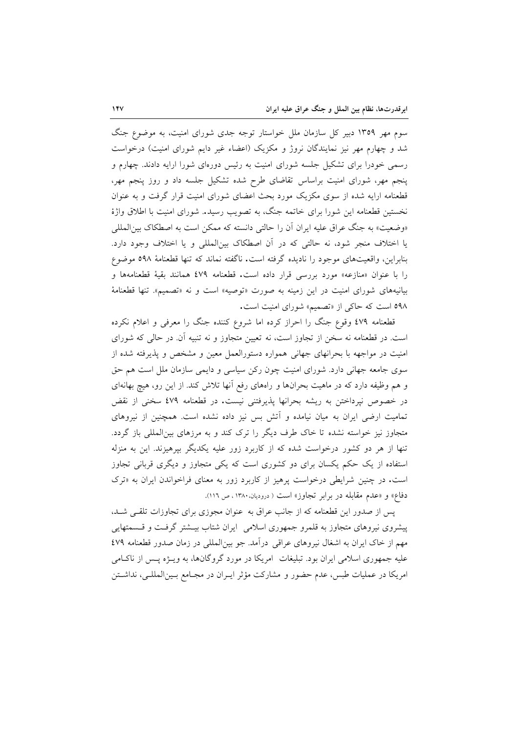سوم مهر ۱۳۵۹ دبیر کل سازمان ملل خواستار توجه جدی شورای امنیت، به موضوع جنگ شد و چهارم مهر نیز نمایندگان نروژ و مکزیک (اعضاء غیر دایم شورای امنیت) درخواست رسمی خودرا برای تشکیل جلسه شورای امنیت به رئیس دوره‌ای شورا ارایه دادند. چهارم و پنجم مهر، شورای امنیت براساس تقاضای طرح شده تشکیل جلسه داد و روز پنجم مهر، قطعنامه ارایه شده از سوی مکزیک مورد بحث اعضای شورای امنیت قرار گرفت و به عنوان نخستین قطعنامه این شورا برای خاتمه جنگ، به تصویب رسید. شورای امنیت با اطلاق واژهٔ «وضعیت» به جنگ عراق علیه ایران آن را حالتی دانسته که ممکن است به اصطکاک بین‌المللی یا اختلاف منجر شود، نه حالتی که در آن اصطکاک بین‌المللی و یا اختلاف وجود دارد. بنابراین، واقعیت‌های موجود را نادیده گرفته است. ناگفته نماند که تنها قطعنامهٔ ۵۹۸ موضوع را با عنوان «منازعه» مورد بررسی قرار داده است. قطعنامه ٤٧٩ همانند بقیهٔ قطعنامه‌ها و بیانیه‌های شورای امنیت در این زمینه به صورت «توصیه» است و نه «تصمیم». تنها قطعنامهٔ ۵۹۸ است که حاکی از «تصمیم» شورای امنیت است.

قطعنامه ٤٧٩ وقوع جنگ را احراز کرده اما شروع کننده جنگ را معرفی و اعلام نکرده است. در قطعنامه نه سخن از تجاوز است، نه تعیین متجاوز و نه تنبیه آن. در حالی که شورای امنیت در مواجهه با بحرانهای جهانی همواره دستورالعمل معین و مشخص و پذیرفته شده از سوی جامعه جهانی دارد. شورای امنیت چون رکن سیاسی و دایمی سازمان ملل است هم حق و هم وظیفه دارد که در ماهیت بحران‌ها و راه‌های رفع آنها تلاش کند. از این رو، هیچ بهانه‌ای در خصوص نپرداختن به ریشه بحرانها پذیرفتنی نیست. در قطعنامه ٤٧٩ سخنی از نقض تمامیت ارضی ایران به میان نیامده و آتش بس نیز داده نشده است. همچنین از نیروهای متجاوز نیز خواسته نشده تا خاک طرف دیگر را ترک کند و به مرزهای بین‌المللی باز گردد. تنها از هر دو کشور درخواست شده که از کاربرد زور علیه یکدیگر بپرهیزند. این به منزله استفاده از یک حکم یکسان برای دو کشوری است که یکی متجاوز و دیگری قربانی تجاوز است. در چنین شرایطی درخواست پرهیز از کاربرد زور به معنای فراخواندن ایران به «ترک دفاع» و «عدم مقابله در برابر تجاوز» است ( درودیان،۱۳۸۰ ، ص ۱۱٦).

پس از صدور این قطعنامه که از جانب عراق به عنوان مجوزی برای تجاوزات تلقی شد، پیشروی نیروهای متجاوز به قلمرو جمهوری اسلامی ایران شتاب بیشتر گرفت و قسمتهایی مهم از خاک ایران به اشغال نیروهای عراقی درآمد. جو بین‌المللی در زمان صدور قطعنامه ٤٧٩ علیه جمهوری اسلامی ایران بود. تبلیغات امریکا در مورد گروگان‌ها، به ویژه پس از ناکامی امریکا در عملیات طبس، عدم حضور و مشارکت مؤثر ایران در مجامع بین‌المللی، نداشتن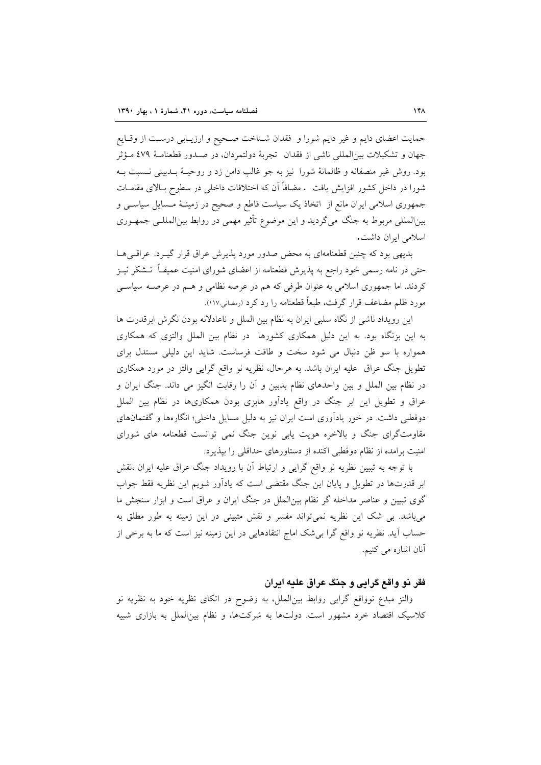حمایت اعضای دایم و غیر دایم شورا و فقدان شـناخت صـحیح و ارزیـابی درسـت از وقـایع جهان و تشکیلات بین‌المللی ناشی از فقدان تجربهٔ دولتمردان، در صـدور قطعنامـهٔ ٤٧٩ مـؤثر بود. روش غیر منصفانه و ظالمانهٔ شورا نیز به جو غالب دامن زد و روحیـهٔ بـدبینی نـسبت بـه شورا در داخل کشور افزایش یافت . مضافاً آن که اختلافات داخلی در سطوح بـالای مقامـات جمهوری اسلامی ایران مانع از اتخاذ یک سیاست قاطع و صحیح در زمینـهٔ مـسایل سیاسـی و بین‌المللی مربوط به جنگ می‌گردید و این موضوع تأثیر مهمی در روابط بین‌المللـی جمهـوری اسلامی ایران داشت.

بدیهی بود که چنین قطعنامه‌ای به محض صدور مورد پذیرش عراق قرار گیـرد. عراقـی‌هـا حتی در نامه رسمی خود راجع به پذیرش قطعنامه از اعضای شورای امنیت عمیقـاً تـشکر نیـز کردند. اما جمهوری اسلامی به عنوان طرفی که هم در عرصه نظامی و هـم در عرصـه سیاسـی مورد ظلم مضاعف قرار گرفت، طبعاً قطعنامه را رد کرد (رمضانی،١١٧).

این رویداد ناشی از نگاه سلبی ایران به نظام بین الملل و ناعادلانه بودن نگرش ابرقدرت ها به این بزنگاه بود. به این دلیل همکاری کشورها در نظام بین الملل والتزی که همکاری همواره با سو ظن دنبال می شود سخت و طاقت فرساست. شاید این دلیلی مستدل برای تطویل جنگ عراق علیه ایران باشد. به هرحال، نظریه نو واقع گرایی والتز در مورد همکاری در نظام بین الملل و بین واحدهای نظام بدبین و آن را رقابت انگیز می داند. جنگ ایران و عراق و تطویل این ابر جنگ در واقع یادآور هابزی بودن همکاری‌ها در نظام بین الملل دوقطبی داشت. در خور یادآوری است ایران نیز به دلیل مسایل داخلی؛ انگاره‌ها و گفتمان‌های مقاومت‌گرای جنگ و بالاخره هویت یابی نوین جنگ نمی توانست قطعنامه های شورای امنیت برامده از نظام دوقطبی اکنده از دستاورهای حداقلی را بپذیرد.

با توجه به تبیین نظریه نو واقع گرایی و ارتباط آن با رویداد جنگ عراق علیه ایران ،نقش ابر قدرت‌ها در تطویل و پایان این جنگ مقتضی است که یادآور شویم این نظریه فقط جواب گوی تبیین و عناصر مداخله گر نظام بین‌الملل در جنگ ایران و عراق است و ابزار سنجش ما می‌باشد. بی شک این نظریه نمی‌تواند مفسر و نقش متبینی در این زمینه به طور مطلق به حساب آید. نظریه نو واقع گرا بی‌شک اماج انتقادهایی در این زمینه نیز است که ما به برخی از آنان اشاره می کنیم.

## فقر نو واقع گرایی و جنگ عراق علیه ایران

والتز مبدع نوواقع گرایی روابط بین‌الملل، به وضوح در اتکای نظریه خود به نظریه نو کلاسیک اقتصاد خرد مشهور است. دولت‌ها به شرکت‌ها، و نظام بین‌الملل به بازاری شبیه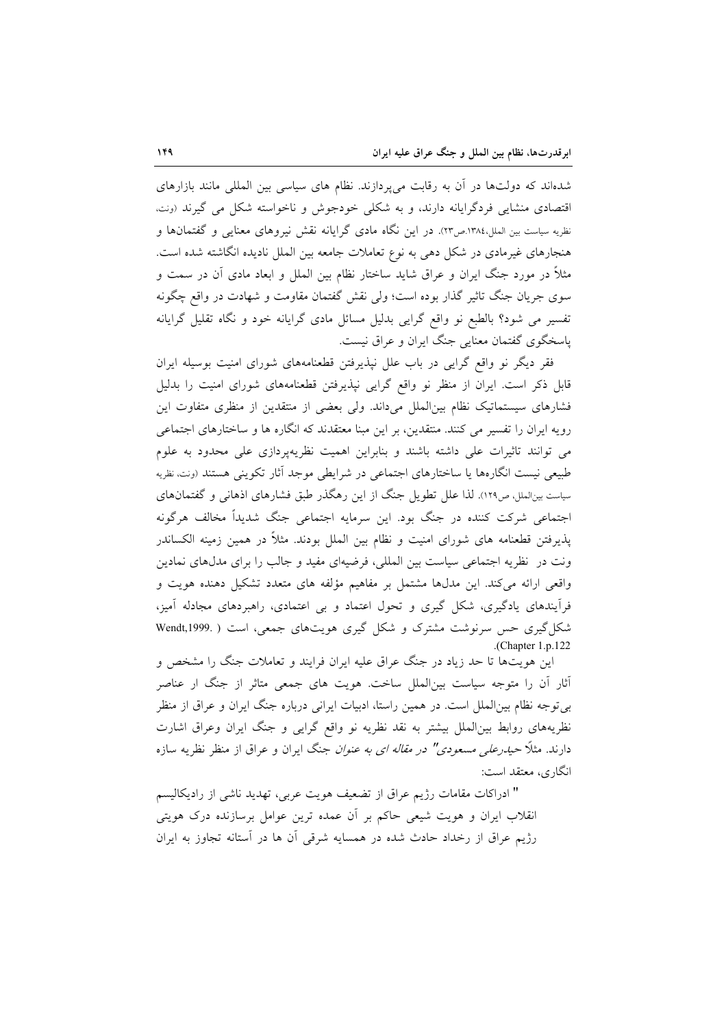شده‌اند که دولت‌ها در آن به رقابت می‌پردازند. نظام های سیاسی بین المللی مانند بازارهای اقتصادی منشایی فردگرایانه دارند، و به شکلی خودجوش و ناخواسته شکل می گیرند (ونت، نظریه سیاست بین الملل،١٣٨٤،ص٢٣). در این نگاه مادی گرایانه نقش نیروهای معنایی و گفتمان‌ها و هنجارهای غیرمادی در شکل دهی به نوع تعاملات جامعه بین الملل نادیده انگاشته شده است. مثلاً در مورد جنگ ایران و عراق شاید ساختار نظام بین الملل و ابعاد مادی آن در سمت و سوی جریان جنگ تاثیر گذار بوده است؛ ولی نقش گفتمان مقاومت و شهادت در واقع چگونه تفسیر می شود؟ بالطبع نو واقع گرایی بدلیل مسائل مادی گرایانه خود و نگاه تقلیل گرایانه پاسخگوی گفتمان معنایی جنگ ایران و عراق نیست.

فقر دیگر نو واقع گرایی در باب علل نپذیرفتن قطعنامه‌های شورای امنیت بوسیله ایران قابل ذکر است. ایران از منظر نو واقع گرایی نپذیرفتن قطعنامه‌های شورای امنیت را بدلیل فشارهای سیستماتیک نظام بین‌الملل می‌داند. ولی بعضی از منتقدین از منظری متفاوت این رویه ایران را تفسیر می کنند. منتقدین، بر این مبنا معتقدند که انگاره ها و ساختارهای اجتماعی می توانند تاثیرات علی داشته باشند و بنابراین اهمیت نظریه‌پردازی علی محدود به علوم طبیعی نیست انگاره‌ها یا ساختارهای اجتماعی در شرایطی موجد آثار تکوینی هستند (ونت، نظریه سیاست بین‌الملل، ص١٢٩). لذا علل تطویل جنگ از این رهگذر طبق فشارهای اذهانی و گفتمان‌های اجتماعی شرکت کننده در جنگ بود. این سرمایه اجتماعی جنگ شدیداً مخالف هرگونه پذیرفتن قطعنامه های شورای امنیت و نظام بین الملل بودند. مثلاً در همین زمینه الکساندر ونت در نظریه اجتماعی سیاست بین المللی، فرضیه‌ای مفید و جالب را برای مدل‌های نمادین واقعی ارائه می‌کند. این مدل‌ها مشتمل بر مفاهیم مؤلفه های متعدد تشکیل دهنده هویت و فرآیندهای یادگیری، شکل گیری و تحول اعتماد و بی اعتمادی، راهبردهای مجادله آمیز، شکل‌گیری حس سرنوشت مشترک و شکل گیری هویت‌های جمعی، است (Wendt,1999. Chapter 1.p.122).

این هویت‌ها تا حد زیاد در جنگ عراق علیه ایران فرایند و تعاملات جنگ را مشخص و آثار آن را متوجه سیاست بین‌الملل ساخت. هویت های جمعی متاثر از جنگ ار عناصر بی‌توجه نظام بین‌الملل است. در همین راستا، ادبیات ایرانی درباره جنگ ایران و عراق از منظر نظریه‌های روابط بین‌الملل بیشتر به نقد نظریه نو واقع گرایی و جنگ ایران وعراق اشارت دارند. مثلاً *حیدرعلی مسعودی" در مقاله ای به عنوان* جنگ ایران و عراق از منظر نظریه سازه انگاری، معتقد است:

" ادراکات مقامات رژیم عراق از تضعیف هویت عربی، تهدید ناشی از رادیکالیسم انقلاب ایران و هویت شیعی حاکم بر آن عمده ترین عوامل برسازنده درک هویتی رژیم عراق از رخداد حادث شده در همسایه شرقی آن ها در آستانه تجاوز به ایران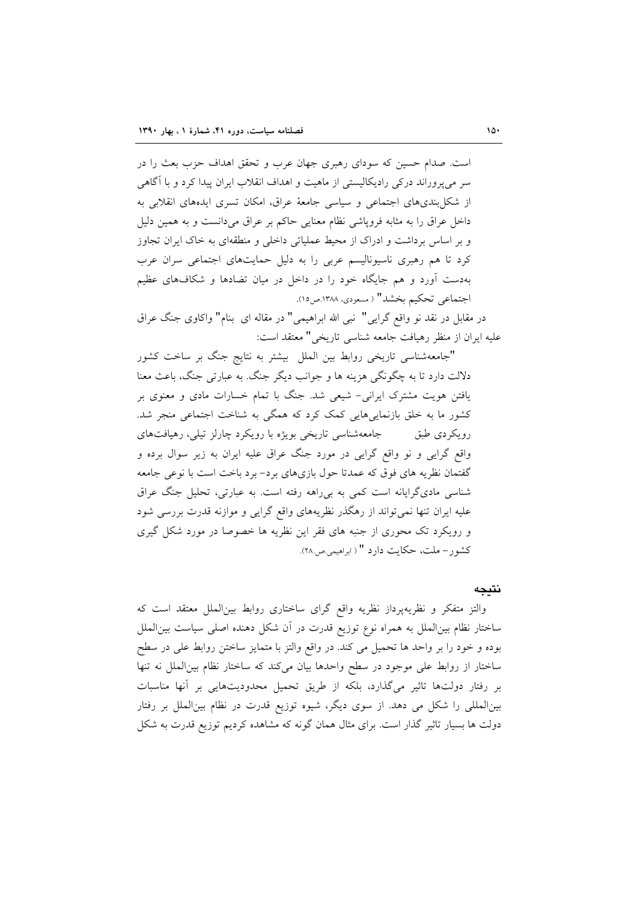است. صدام حسین که سودای رهبری جهان عرب و تحقق اهداف حزب بعث را در سر می‌پروراند درکی رادیکالیستی از ماهیت و اهداف انقلاب ایران پیدا کرد و با آگاهی از شکل‌بندی‌های اجتماعی و سیاسی جامعهٔ عراق، امکان تسری ایده‌های انقلابی به داخل عراق را به مثابه فروپاشی نظام معنایی حاکم بر عراق می‌دانست و به همین دلیل و بر اساس برداشت و ادراک از محیط عملیاتی داخلی و منطقه‌ای به خاک ایران تجاوز کرد تا هم رهبری ناسیونالیسم عربی را به دلیل حمایت‌های اجتماعی سران عرب به‌دست آورد و هم جایگاه خود را در داخل در میان تضادها و شکاف‌های عظیم اجتماعی تحکیم بخشد" ( مسعودی، ۱۳۸۸.ص۱۵).

در مقابل در نقد نو واقع گرایی" نبی الله ابراهیمی" در مقاله ای بنام" واکاوی جنگ عراق علیه ایران از منظر رهیافت جامعه شناسی تاریخی" معتقد است:

"جامعه‌شناسی تاریخی روابط بین الملل بیشتر به نتایج جنگ بر ساخت کشور دلالت دارد تا به چگونگی هزینه ها و جوانب دیگر جنگ. به عبارتی جنگ، باعث معنا یافتن هویت مشترک ایرانی- شیعی شد. جنگ با تمام خسارات مادی و معنوی بر کشور ما به خلق بازنمایی‌هایی کمک کرد که همگی به شناخت اجتماعی منجر شد. رویکردی طبق جامعه‌شناسی تاریخی بویژه با رویکرد چارلز تیلی، رهیافت‌های واقع گرایی و نو واقع گرایی در مورد جنگ عراق علیه ایران به زیر سوال برده و گفتمان نظریه های فوق که عمدتا حول بازی‌های برد- برد باخت است با نوعی جامعه شناسی مادی‌گرایانه است کمی به بی‌راهه رفته است. به عبارتی، تحلیل جنگ عراق علیه ایران تنها نمی‌تواند از رهگذر نظریه‌های واقع گرایی و موازنه قدرت بررسی شود و رویکرد تک محوری از جنبه های فقر این نظریه ها خصوصا در مورد شکل گیری کشور- ملت، حکایت دارد " ( ابراهیمی.ص.۲۸).

## نتیجه

والتز متفکر و نظریه‌پرداز نظریه واقع گرای ساختاری روابط بین‌الملل معتقد است که ساختار نظام بین‌الملل به همراه نوع توزیع قدرت در آن شکل دهنده اصلی سیاست بین‌الملل بوده و خود را بر واحد ها تحمیل می کند. در واقع والتز با متمایز ساختن روابط علی در سطح ساختار از روابط علی موجود در سطح واحدها بیان می‌کند که ساختار نظام بین‌الملل نه تنها بر رفتار دولت‌ها تاثیر می‌گذارد، بلکه از طریق تحمیل محدودیت‌هایی بر آنها مناسبات بین‌المللی را شکل می دهد. از سوی دیگر، شیوه توزیع قدرت در نظام بین‌الملل بر رفتار دولت ها بسیار تاثیر گذار است. برای مثال همان گونه که مشاهده کردیم توزیع قدرت به شکل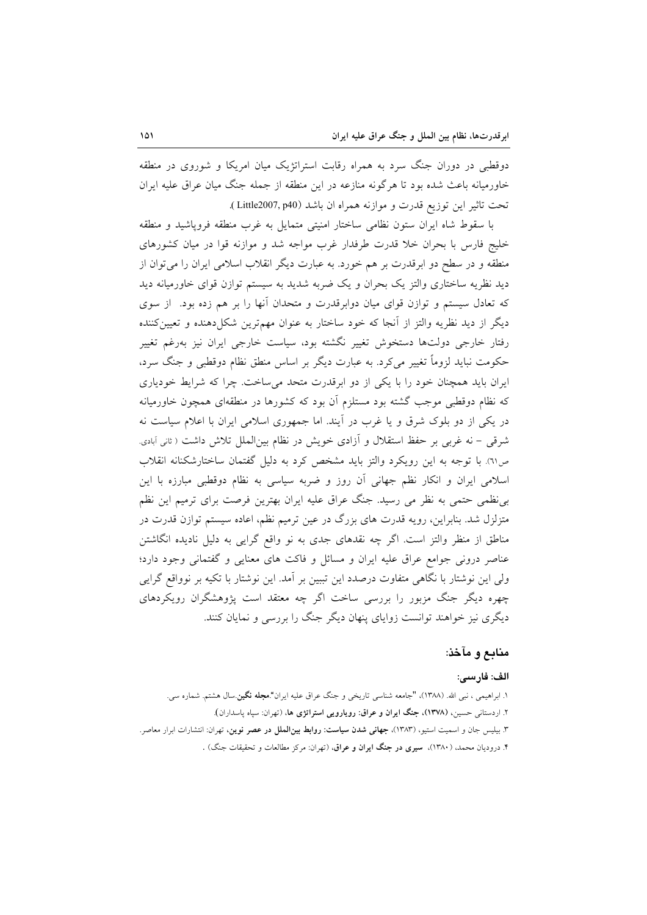دوقطبی در دوران جنگ سرد به همراه رقابت استراتژیک میان امریکا و شوروی در منطقه خاورمیانه باعث شده بود تا هرگونه منازعه در این منطقه از جمله جنگ میان عراق علیه ایران تحت تاثیر این توزیع قدرت و موازنه همراه ان باشد (Little2007, p40 ).

با سقوط شاه ایران ستون نظامی ساختار امنیتی متمایل به غرب منطقه فروپاشید و منطقه خلیج فارس با بحران خلا قدرت طرفدار غرب مواجه شد و موازنه قوا در میان کشورهای منطقه و در سطح دو ابرقدرت بر هم خورد. به عبارت دیگر انقلاب اسلامی ایران را می‌توان از دید نظریه ساختاری والتز یک بحران و یک ضربه شدید به سیستم توازن قوای خاورمیانه دید که تعادل سیستم و توازن قوای میان دوابرقدرت و متحدان آنها را بر هم زده بود. از سوی دیگر از دید نظریه والتز از آنجا که خود ساختار به عنوان مهم‌ترین شکل‌دهنده و تعیین‌کننده رفتار خارجی دولت‌ها دستخوش تغییر نگشته بود، سیاست خارجی ایران نیز به‌رغم تغییر حکومت نباید لزوماً تغییر می‌کرد. به عبارت دیگر بر اساس منطق نظام دوقطبی و جنگ سرد، ایران باید همچنان خود را با یکی از دو ابرقدرت متحد می‌ساخت. چرا که شرایط خودیاری که نظام دوقطبی موجب گشته بود مستلزم آن بود که کشورها در منطقه‌ای همچون خاورمیانه در یکی از دو بلوک شرق و یا غرب در آیند. اما جمهوری اسلامی ایران با اعلام سیاست نه شرقی – نه غربی بر حفظ استقلال و آزادی خویش در نظام بین‌الملل تلاش داشت ( ثانی آبادی. ص٦١). با توجه به این رویکرد والتز باید مشخص کرد به دلیل گفتمان ساختارشکنانه انقلاب اسلامی ایران و انکار نظم جهانی آن روز و ضربه سیاسی به نظام دوقطبی مبارزه با این بی‌نظمی حتمی به نظر می رسید. جنگ عراق علیه ایران بهترین فرصت برای ترمیم این نظم متزلزل شد. بنابراین، رویه قدرت های بزرگ در عین ترمیم نظم، اعاده سیستم توازن قدرت در مناطق از منظر والتز است. اگر چه نقدهای جدی به نو واقع گرایی به دلیل نادیده انگاشتن عناصر درونی جوامع عراق علیه ایران و مسائل و فاکت های معنایی و گفتمانی وجود دارد؛ ولی این نوشتار با نگاهی متفاوت درصدد این تبیین بر آمد. این نوشتار با تکیه بر نوواقع گرایی چهره دیگر جنگ مزبور را بررسی ساخت اگر چه معتقد است پژوهشگران رویکردهای دیگری نیز خواهند توانست زوایای پنهان دیگر جنگ را بررسی و نمایان کنند.

## منابع و مآخذ:

### الف: فارسی:

۱. ابراهیمی ، نبی الله. (۱۳۸۸)، "جامعه شناسی تاریخی و جنگ عراق علیه ایران"،**مجله نگین**.سال هشتم. شماره سی.

۲. اردستانی حسین، **(۱۳۷۸)، جنگ ایران و عراق: رویارویی استراتژی ها**، (تهران: سپاه پاسداران).

۳. بیلیس جان و اسمیت استیو، (۱۳۸۳)، **جهانی شدن سیاست: روابط بین‌الملل در عصر نوین**، تهران: انتشارات ابرار معاصر.

۴. درودیان محمد، (۱۳۸۰)، **سیری در جنگ ایران و عراق**، (تهران: مرکز مطالعات و تحقیقات جنگ) .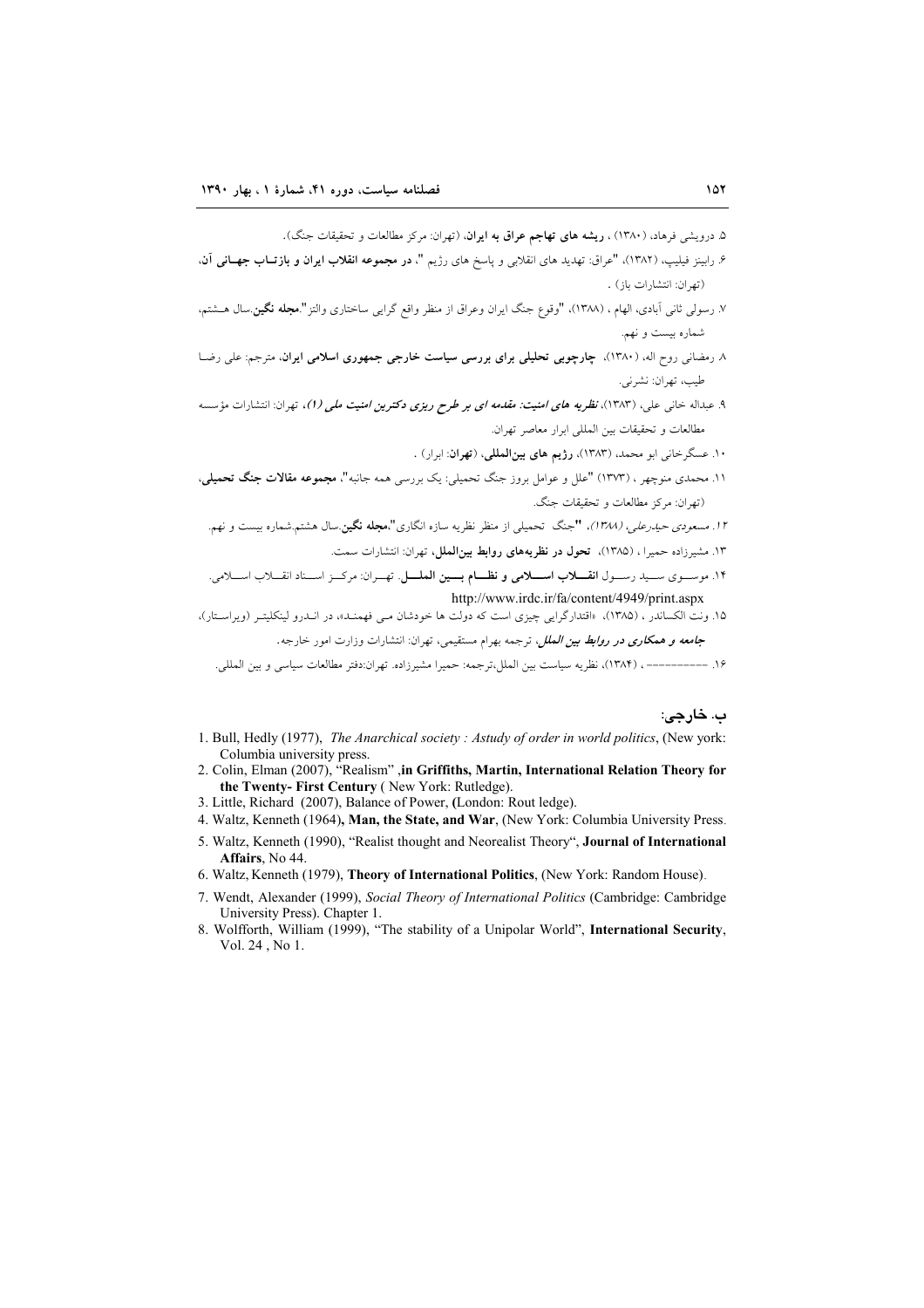۵. درویشی فرهاد، (۱۳۸۰) ، **ریشه های تهاجم عراق به ایران**، (تهران: مرکز مطالعات و تحقیقات جنگ).

۶. رابینز فیلیپ، (۱۳۸۲)، "عراق: تهدید های انقلابی و پاسخ های رژیم "، **در مجموعه انقلاب ایران و بازتــاب جهــانی آن**، (تهران: انتشارات باز) .

۷. رسولی ثانی آبادی، الهام ، (۱۳۸۸)، "وقوع جنگ ایران وعراق از منظر واقع گرایی ساختاری والتز".**مجله نگین**.سال هـشتم، شماره بیست و نهم.

۸. رمضانی روح اله، (۱۳۸۰)، **چارچوبی تحلیلی برای بررسی سیاست خارجی جمهوری اسلامی ایران**، مترجم: علی رضــا طیب، تهران: نشرنی.

۹. عبداله خانی علی، (۱۳۸۳)، ***نظریه های امنیت: مقدمه ای بر طرح ریزی دکترین امنیت ملی (۱)***، تهران: انتشارات مؤسسه مطالعات و تحقیقات بین المللی ابرار معاصر تهران.

۱۰. عسگرخانی ابو محمد، (۱۳۸۳)، **رژیم های بین‌المللی**، (**تهران**: ابرار) .

۱۱. محمدی منوچهر ، (۱۳۷۳) "علل و عوامل بروز جنگ تحمیلی: یک بررسی همه جانبه"، **مجموعه مقالات جنگ تحمیلی**، (تهران: مرکز مطالعات و تحقیقات جنگ.

*۱۲. مسعودی حیدرعلی، (۱۳۸۸)*، **"**جنگ تحمیلی از منظر نظریه سازه انگاری"،**مجله نگین**.سال هشتم.شماره بیست و نهم.

۱۳. مشیرزاده حمیرا ، (۱۳۸۵)، **تحول در نظریه‌های روابط بین‌الملل**، تهران: انتشارات سمت.

۱۴. موســوی ســید رســول **انقــلاب اســلامی و نظــام بــین الملــل**. تهــران: مرکــز اســناد انقــلاب اســلامی. http://www.irdc.ir/fa/content/4949/print.aspx

۱۵. ونت الکساندر ، (۱۳۸۵)، «اقتدارگرایی چیزی است که دولت ها خودشان مـی فهمنـد»، در انـدرو لینکلیتـر (ویراسـتار)، ***جامعه و همکاری در روابط بین الملل***، ترجمه بهرام مستقیمی، تهران: انتشارات وزارت امور خارجه.

۱۶. ---------- ، (۱۳۸۴)، نظریه سیاست بین الملل،ترجمه: حمیرا مشیرزاده. تهران:دفتر مطالعات سیاسی و بین المللی.

### ب. خارجی:

1. Bull, Hedly (1977), *The Anarchical society : Astudy of order in world politics*, (New york: Columbia university press.
2. Colin, Elman (2007), "Realism" ,**in Griffiths, Martin, International Relation Theory for the Twenty- First Century** ( New York: Rutledge).
3. Little, Richard (2007), Balance of Power, (London: Rout ledge).
4. Waltz, Kenneth (1964)**, Man, the State, and War**, (New York: Columbia University Press.
5. Waltz, Kenneth (1990), "Realist thought and Neorealist Theory", **Journal of International Affairs**, No 44.
6. Waltz, Kenneth (1979), **Theory of International Politics**, (New York: Random House).
7. Wendt, Alexander (1999), *Social Theory of International Politics* (Cambridge: Cambridge University Press). Chapter 1.
8. Wolfforth, William (1999), "The stability of a Unipolar World", **International Security**, Vol. 24 , No 1.